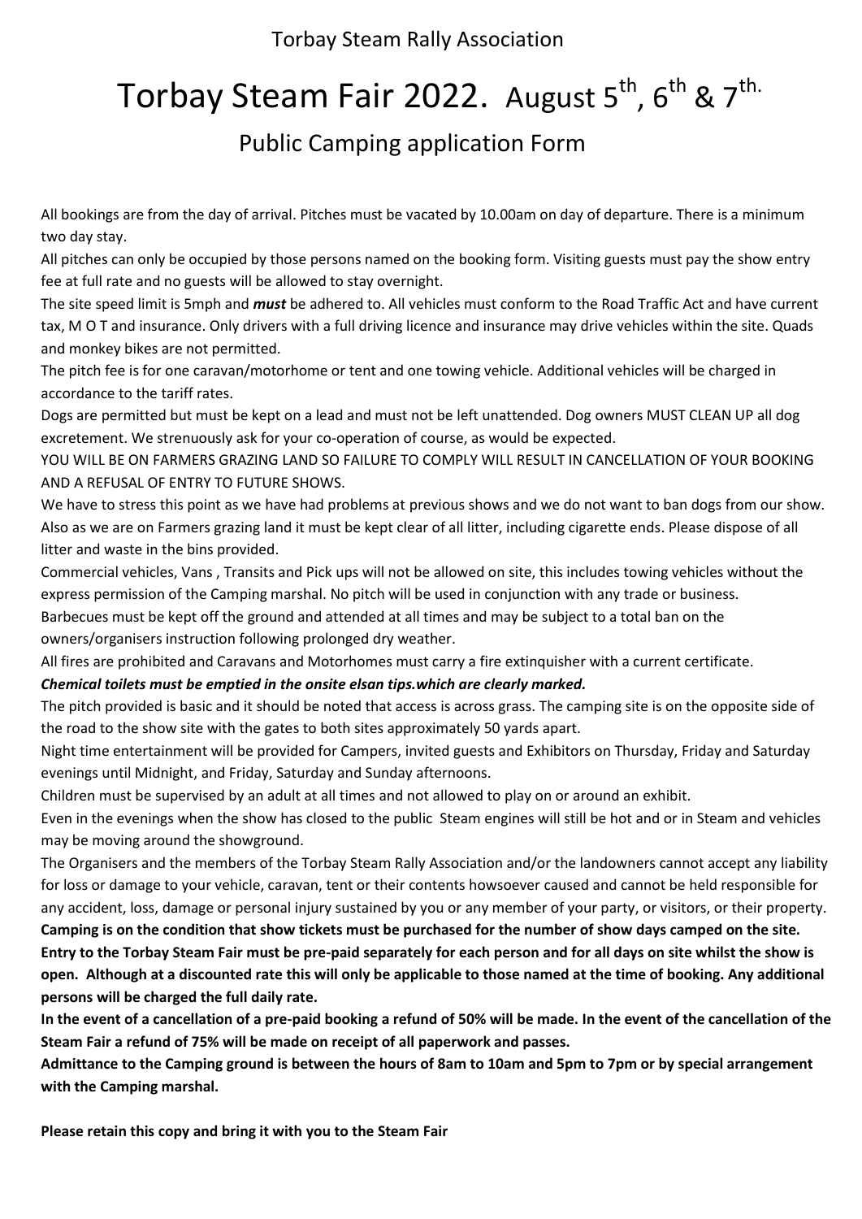Torbay Steam Rally Association

# Torbay Steam Fair 2022. August 5th, 6th & 7th.

## Public Camping application Form

All bookings are from the day of arrival. Pitches must be vacated by 10.00am on day of departure. There is a minimum two day stay.

All pitches can only be occupied by those persons named on the booking form. Visiting guests must pay the show entry fee at full rate and no guests will be allowed to stay overnight.

The site speed limit is 5mph and ***must*** be adhered to. All vehicles must conform to the Road Traffic Act and have current tax, M O T and insurance. Only drivers with a full driving licence and insurance may drive vehicles within the site. Quads and monkey bikes are not permitted.

The pitch fee is for one caravan/motorhome or tent and one towing vehicle. Additional vehicles will be charged in accordance to the tariff rates.

Dogs are permitted but must be kept on a lead and must not be left unattended. Dog owners MUST CLEAN UP all dog excretement. We strenuously ask for your co-operation of course, as would be expected.

YOU WILL BE ON FARMERS GRAZING LAND SO FAILURE TO COMPLY WILL RESULT IN CANCELLATION OF YOUR BOOKING AND A REFUSAL OF ENTRY TO FUTURE SHOWS.

We have to stress this point as we have had problems at previous shows and we do not want to ban dogs from our show. Also as we are on Farmers grazing land it must be kept clear of all litter, including cigarette ends. Please dispose of all litter and waste in the bins provided.

Commercial vehicles, Vans , Transits and Pick ups will not be allowed on site, this includes towing vehicles without the express permission of the Camping marshal. No pitch will be used in conjunction with any trade or business.

Barbecues must be kept off the ground and attended at all times and may be subject to a total ban on the owners/organisers instruction following prolonged dry weather.

All fires are prohibited and Caravans and Motorhomes must carry a fire extinquisher with a current certificate.

***Chemical toilets must be emptied in the onsite elsan tips.which are clearly marked.***

The pitch provided is basic and it should be noted that access is across grass. The camping site is on the opposite side of the road to the show site with the gates to both sites approximately 50 yards apart.

Night time entertainment will be provided for Campers, invited guests and Exhibitors on Thursday, Friday and Saturday evenings until Midnight, and Friday, Saturday and Sunday afternoons.

Children must be supervised by an adult at all times and not allowed to play on or around an exhibit.

Even in the evenings when the show has closed to the public Steam engines will still be hot and or in Steam and vehicles may be moving around the showground.

The Organisers and the members of the Torbay Steam Rally Association and/or the landowners cannot accept any liability for loss or damage to your vehicle, caravan, tent or their contents howsoever caused and cannot be held responsible for any accident, loss, damage or personal injury sustained by you or any member of your party, or visitors, or their property.

**Camping is on the condition that show tickets must be purchased for the number of show days camped on the site. Entry to the Torbay Steam Fair must be pre-paid separately for each person and for all days on site whilst the show is open. Although at a discounted rate this will only be applicable to those named at the time of booking. Any additional persons will be charged the full daily rate.**

**In the event of a cancellation of a pre-paid booking a refund of 50% will be made. In the event of the cancellation of the Steam Fair a refund of 75% will be made on receipt of all paperwork and passes.**

**Admittance to the Camping ground is between the hours of 8am to 10am and 5pm to 7pm or by special arrangement with the Camping marshal.**

**Please retain this copy and bring it with you to the Steam Fair**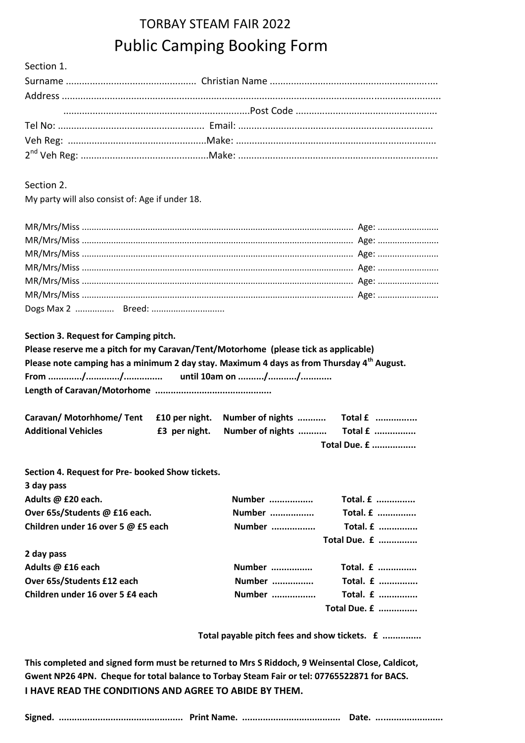# TORBAY STEAM FAIR 2022

## Public Camping Booking Form

Section 1.

Surname ................................................ Christian Name .............................................................

Address ..........................................................................................................................................

..................................................................... Post Code ....................................................

Tel No: ....................................................... Email: .......................................................................

Veh Reg: .................................................... Make: ..........................................................................

2nd Veh Reg: ................................................ Make: ..........................................................................

Section 2.

My party will also consist of: Age if under 18.

MR/Mrs/Miss ............................................................................................................ Age: .........................

MR/Mrs/Miss ............................................................................................................ Age: .........................

MR/Mrs/Miss ............................................................................................................ Age: .........................

MR/Mrs/Miss ............................................................................................................ Age: .........................

MR/Mrs/Miss ............................................................................................................ Age: .........................

MR/Mrs/Miss ............................................................................................................ Age: .........................

Dogs Max 2 ................ Breed: ..............................

**Section 3. Request for Camping pitch.**

**Please reserve me a pitch for my Caravan/Tent/Motorhome (please tick as applicable)**

**Please note camping has a minimum 2 day stay. Maximum 4 days as from Thursday 4th August.**

**From ............./............./.............. until 10am on ........../.........../...........**

**Length of Caravan/Motorhome ............................................**

| | | | |
|---|---|---|---|
| **Caravan/ Motorhhome/ Tent** | **£10 per night.** | **Number of nights ...........** | **Total £ ................** |
| **Additional Vehicles** | **£3 per night.** | **Number of nights ...........** | **Total £ ................** |
| | | | **Total Due. £ .................** |

**Section 4. Request for Pre- booked Show tickets.**

| | | |
|---|---|---|
| **3 day pass** | | |
| **Adults @ £20 each.** | **Number .................** | **Total. £ ...............** |
| **Over 65s/Students @ £16 each.** | **Number .................** | **Total. £ ...............** |
| **Children under 16 over 5 @ £5 each** | **Number .................** | **Total. £ ...............** |
| | | **Total Due. £ ...............** |
| **2 day pass** | | |
| **Adults @ £16 each** | **Number ................** | **Total. £ ...............** |
| **Over 65s/Students £12 each** | **Number ................** | **Total. £ ...............** |
| **Children under 16 over 5 £4 each** | **Number .................** | **Total. £ ...............** |
| | | **Total Due. £ ...............** |

**Total payable pitch fees and show tickets. £ ...............**

**This completed and signed form must be returned to Mrs S Riddoch, 9 Weinsental Close, Caldicot, Gwent NP26 4PN. Cheque for total balance to Torbay Steam Fair or tel: 07765522871 for BACS.**

**I HAVE READ THE CONDITIONS AND AGREE TO ABIDE BY THEM.**

**Signed. ................................................ Print Name. ...................................... Date. ..........................**